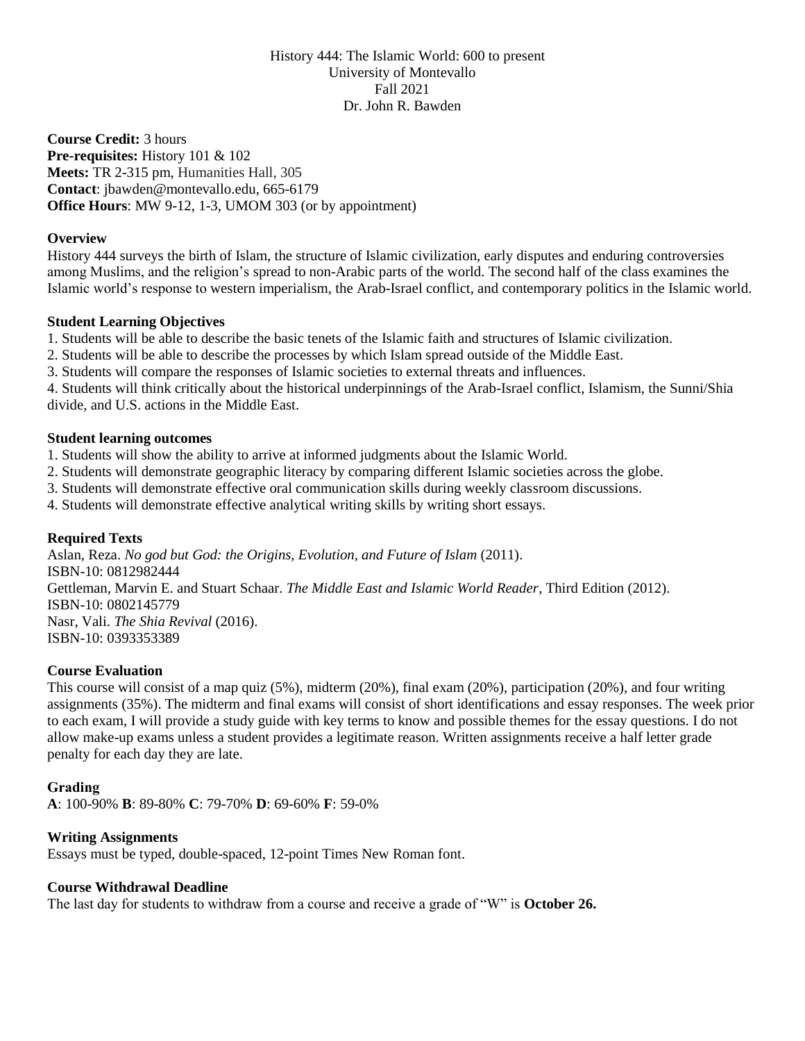History 444: The Islamic World: 600 to present
University of Montevallo
Fall 2021
Dr. John R. Bawden

**Course Credit:** 3 hours
**Pre-requisites:** History 101 & 102
**Meets:** TR 2-315 pm, Humanities Hall, 305
**Contact**: jbawden@montevallo.edu, 665-6179
**Office Hours**: MW 9-12, 1-3, UMOM 303 (or by appointment)

## Overview

History 444 surveys the birth of Islam, the structure of Islamic civilization, early disputes and enduring controversies among Muslims, and the religion's spread to non-Arabic parts of the world. The second half of the class examines the Islamic world's response to western imperialism, the Arab-Israel conflict, and contemporary politics in the Islamic world.

## Student Learning Objectives

1. Students will be able to describe the basic tenets of the Islamic faith and structures of Islamic civilization.
2. Students will be able to describe the processes by which Islam spread outside of the Middle East.
3. Students will compare the responses of Islamic societies to external threats and influences.
4. Students will think critically about the historical underpinnings of the Arab-Israel conflict, Islamism, the Sunni/Shia divide, and U.S. actions in the Middle East.

## Student learning outcomes

1. Students will show the ability to arrive at informed judgments about the Islamic World.
2. Students will demonstrate geographic literacy by comparing different Islamic societies across the globe.
3. Students will demonstrate effective oral communication skills during weekly classroom discussions.
4. Students will demonstrate effective analytical writing skills by writing short essays.

## Required Texts

Aslan, Reza. *No god but God: the Origins, Evolution, and Future of Islam* (2011).
ISBN-10: 0812982444
Gettleman, Marvin E. and Stuart Schaar. *The Middle East and Islamic World Reader*, Third Edition (2012).
ISBN-10: 0802145779
Nasr, Vali. *The Shia Revival* (2016).
ISBN-10: 0393353389

## Course Evaluation

This course will consist of a map quiz (5%), midterm (20%), final exam (20%), participation (20%), and four writing assignments (35%). The midterm and final exams will consist of short identifications and essay responses. The week prior to each exam, I will provide a study guide with key terms to know and possible themes for the essay questions. I do not allow make-up exams unless a student provides a legitimate reason. Written assignments receive a half letter grade penalty for each day they are late.

## Grading

**A**: 100-90% **B**: 89-80% **C**: 79-70% **D**: 69-60% **F**: 59-0%

## Writing Assignments

Essays must be typed, double-spaced, 12-point Times New Roman font.

## Course Withdrawal Deadline

The last day for students to withdraw from a course and receive a grade of "W" is **October 26.**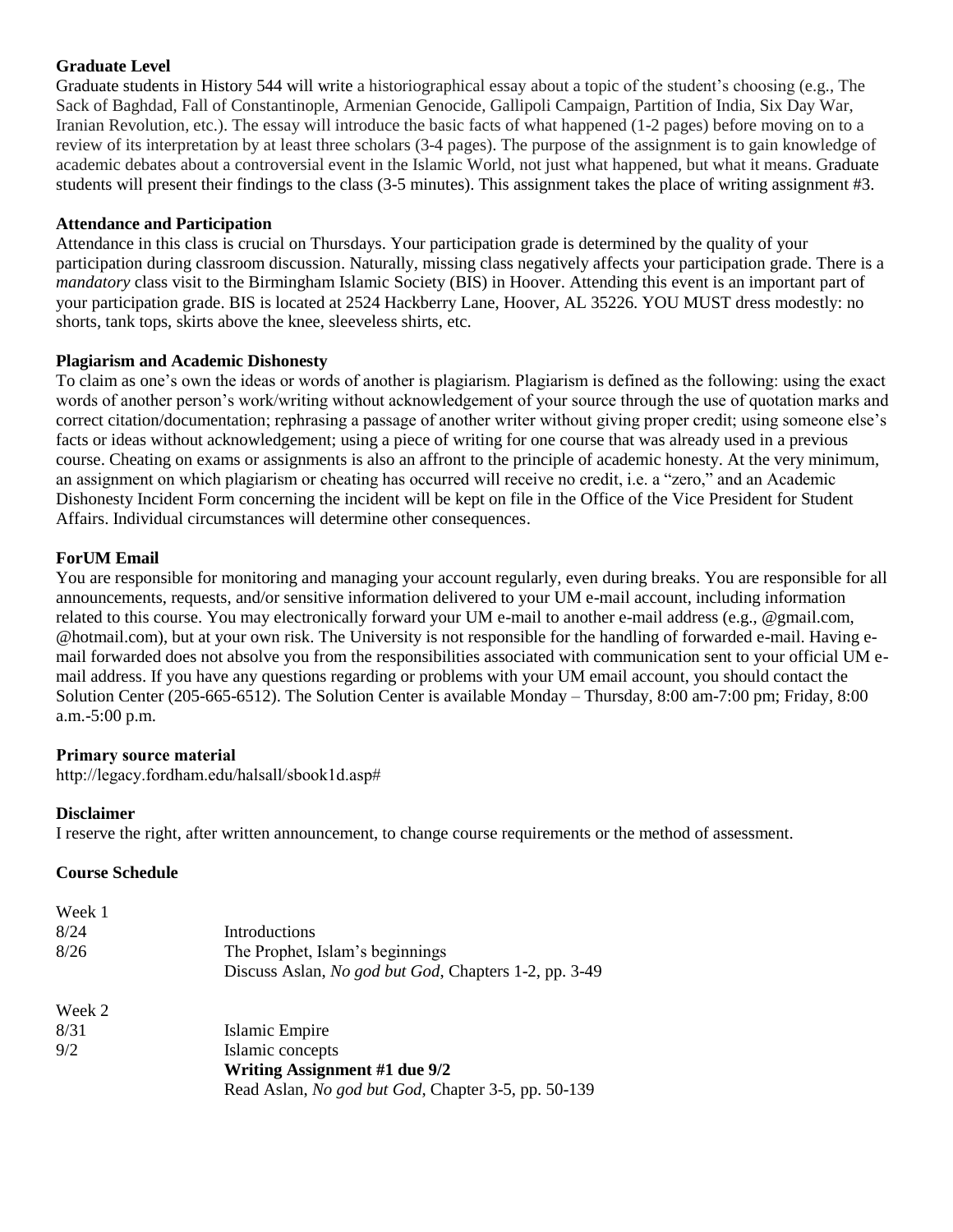**Graduate Level**

Graduate students in History 544 will write a historiographical essay about a topic of the student's choosing (e.g., The Sack of Baghdad, Fall of Constantinople, Armenian Genocide, Gallipoli Campaign, Partition of India, Six Day War, Iranian Revolution, etc.). The essay will introduce the basic facts of what happened (1-2 pages) before moving on to a review of its interpretation by at least three scholars (3-4 pages). The purpose of the assignment is to gain knowledge of academic debates about a controversial event in the Islamic World, not just what happened, but what it means. Graduate students will present their findings to the class (3-5 minutes). This assignment takes the place of writing assignment #3.

**Attendance and Participation**

Attendance in this class is crucial on Thursdays. Your participation grade is determined by the quality of your participation during classroom discussion. Naturally, missing class negatively affects your participation grade. There is a *mandatory* class visit to the Birmingham Islamic Society (BIS) in Hoover. Attending this event is an important part of your participation grade. BIS is located at 2524 Hackberry Lane, Hoover, AL 35226. YOU MUST dress modestly: no shorts, tank tops, skirts above the knee, sleeveless shirts, etc.

**Plagiarism and Academic Dishonesty**

To claim as one's own the ideas or words of another is plagiarism. Plagiarism is defined as the following: using the exact words of another person's work/writing without acknowledgement of your source through the use of quotation marks and correct citation/documentation; rephrasing a passage of another writer without giving proper credit; using someone else's facts or ideas without acknowledgement; using a piece of writing for one course that was already used in a previous course. Cheating on exams or assignments is also an affront to the principle of academic honesty. At the very minimum, an assignment on which plagiarism or cheating has occurred will receive no credit, i.e. a "zero," and an Academic Dishonesty Incident Form concerning the incident will be kept on file in the Office of the Vice President for Student Affairs. Individual circumstances will determine other consequences.

**ForUM Email**

You are responsible for monitoring and managing your account regularly, even during breaks. You are responsible for all announcements, requests, and/or sensitive information delivered to your UM e-mail account, including information related to this course. You may electronically forward your UM e-mail to another e-mail address (e.g., @gmail.com, @hotmail.com), but at your own risk. The University is not responsible for the handling of forwarded e-mail. Having e-mail forwarded does not absolve you from the responsibilities associated with communication sent to your official UM e-mail address. If you have any questions regarding or problems with your UM email account, you should contact the Solution Center (205-665-6512). The Solution Center is available Monday – Thursday, 8:00 am-7:00 pm; Friday, 8:00 a.m.-5:00 p.m.

**Primary source material**

http://legacy.fordham.edu/halsall/sbook1d.asp#

**Disclaimer**

I reserve the right, after written announcement, to change course requirements or the method of assessment.

**Course Schedule**

Week 1

8/24 Introductions

8/26 The Prophet, Islam's beginnings
Discuss Aslan, *No god but God*, Chapters 1-2, pp. 3-49

Week 2

8/31 Islamic Empire

9/2 Islamic concepts
**Writing Assignment #1 due 9/2**
Read Aslan, *No god but God*, Chapter 3-5, pp. 50-139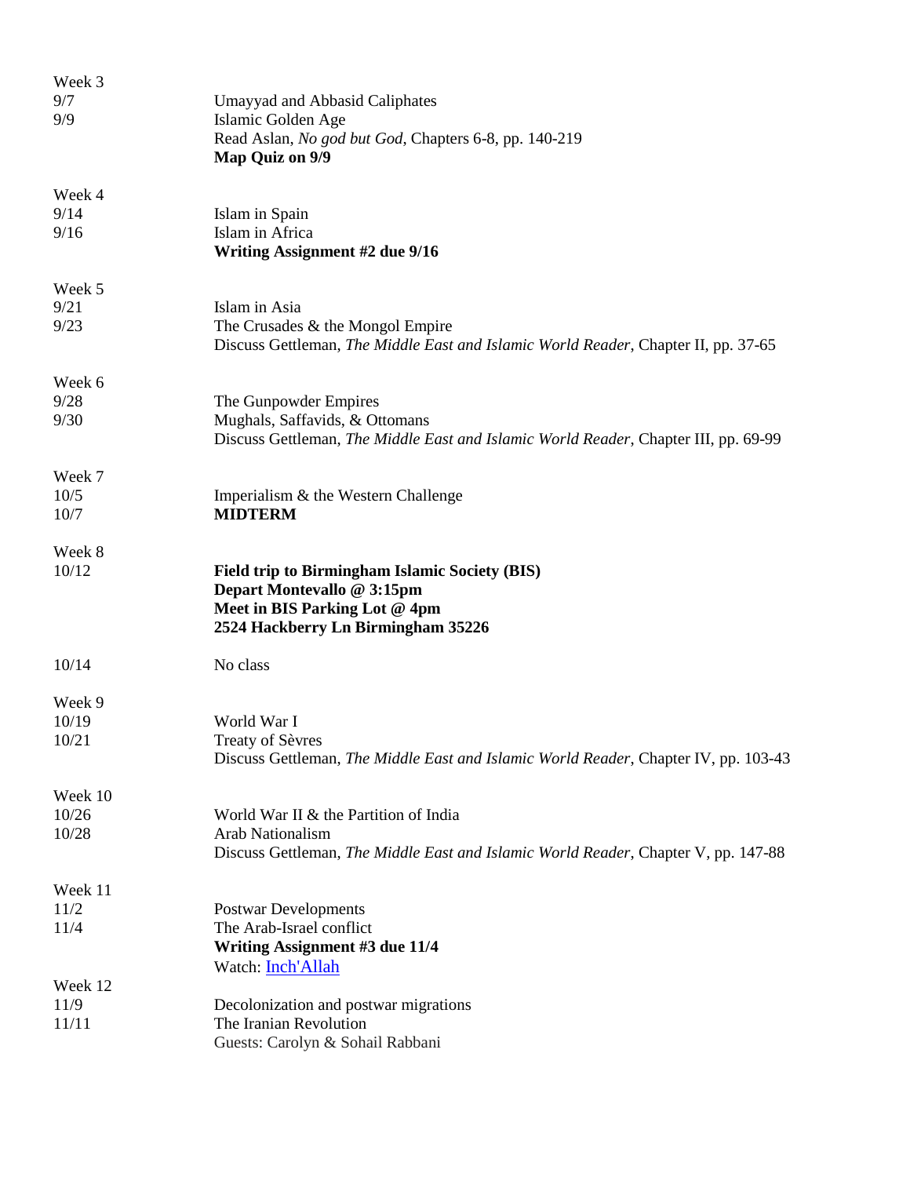| | |
|---|---|
| Week 3 | |
| 9/7 | Umayyad and Abbasid Caliphates |
| 9/9 | Islamic Golden Age |
| | Read Aslan, *No god but God*, Chapters 6-8, pp. 140-219 |
| | **Map Quiz on 9/9** |
| Week 4 | |
| 9/14 | Islam in Spain |
| 9/16 | Islam in Africa |
| | **Writing Assignment #2 due 9/16** |
| Week 5 | |
| 9/21 | Islam in Asia |
| 9/23 | The Crusades & the Mongol Empire |
| | Discuss Gettleman, *The Middle East and Islamic World Reader*, Chapter II, pp. 37-65 |
| Week 6 | |
| 9/28 | The Gunpowder Empires |
| 9/30 | Mughals, Saffavids, & Ottomans |
| | Discuss Gettleman, *The Middle East and Islamic World Reader*, Chapter III, pp. 69-99 |
| Week 7 | |
| 10/5 | Imperialism & the Western Challenge |
| 10/7 | **MIDTERM** |
| Week 8 | |
| 10/12 | **Field trip to Birmingham Islamic Society (BIS)** |
| | **Depart Montevallo @ 3:15pm** |
| | **Meet in BIS Parking Lot @ 4pm** |
| | **2524 Hackberry Ln Birmingham 35226** |
| 10/14 | No class |
| Week 9 | |
| 10/19 | World War I |
| 10/21 | Treaty of Sèvres |
| | Discuss Gettleman, *The Middle East and Islamic World Reader*, Chapter IV, pp. 103-43 |
| Week 10 | |
| 10/26 | World War II & the Partition of India |
| 10/28 | Arab Nationalism |
| | Discuss Gettleman, *The Middle East and Islamic World Reader*, Chapter V, pp. 147-88 |
| Week 11 | |
| 11/2 | Postwar Developments |
| 11/4 | The Arab-Israel conflict |
| | **Writing Assignment #3 due 11/4** |
| | Watch: Inch'Allah |
| Week 12 | |
| 11/9 | Decolonization and postwar migrations |
| 11/11 | The Iranian Revolution |
| | Guests: Carolyn & Sohail Rabbani |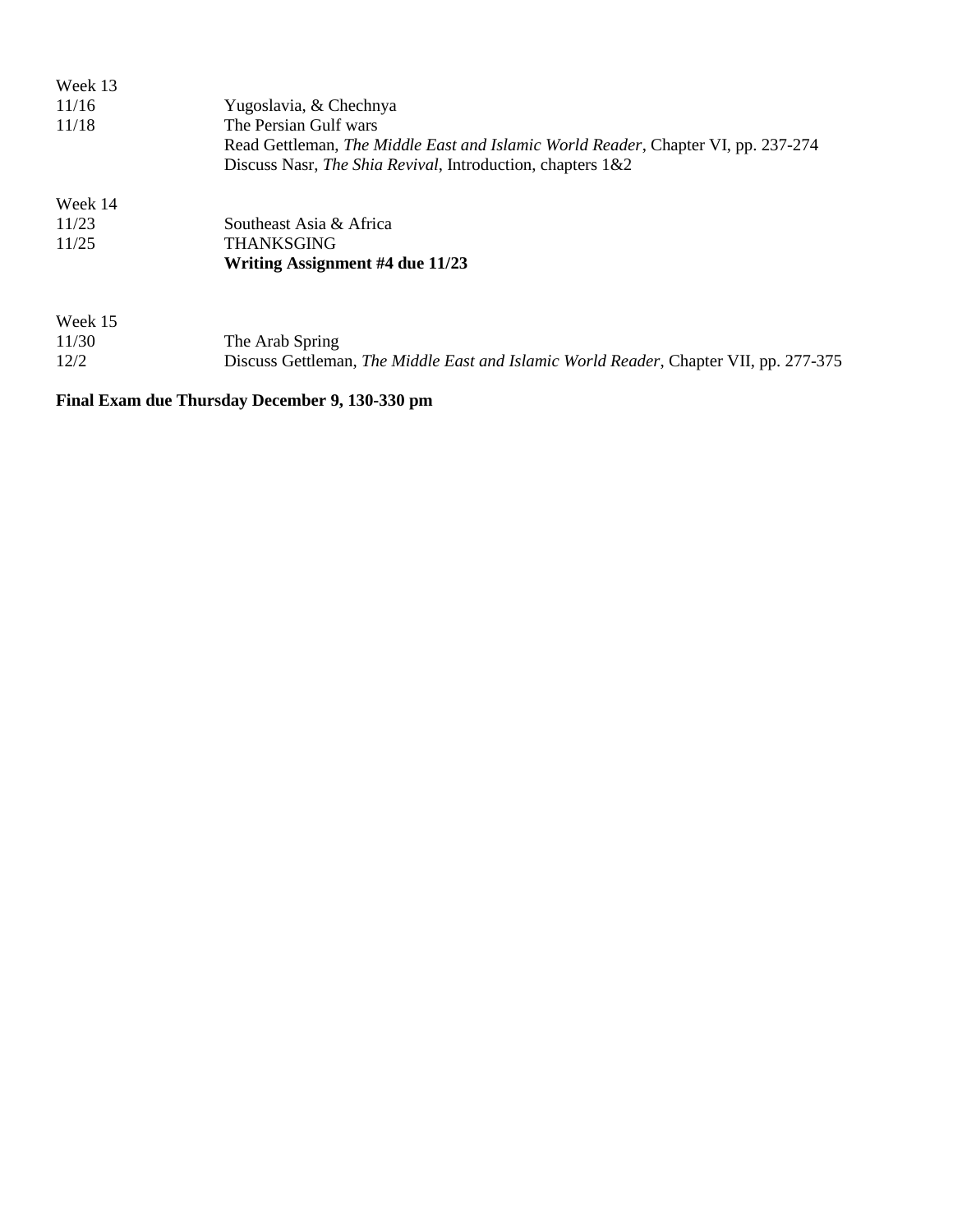Week 13
11/16 Yugoslavia, & Chechnya
11/18 The Persian Gulf wars
Read Gettleman, *The Middle East and Islamic World Reader*, Chapter VI, pp. 237-274
Discuss Nasr, *The Shia Revival*, Introduction, chapters 1&2

Week 14
11/23 Southeast Asia & Africa
11/25 THANKSGING
**Writing Assignment #4 due 11/23**

Week 15
11/30 The Arab Spring
12/2 Discuss Gettleman, *The Middle East and Islamic World Reader*, Chapter VII, pp. 277-375

**Final Exam due Thursday December 9, 130-330 pm**